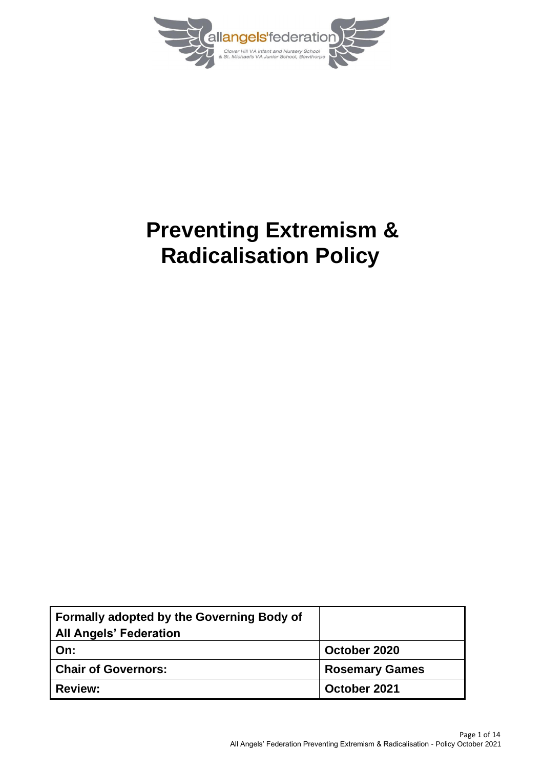allangels'federation

Clover Hill VA Infant and Nursery School
& St. Michael's VA Junior School, Bowthorpe

# Preventing Extremism & Radicalisation Policy

| Formally adopted by the Governing Body of All Angels' Federation | |
|---|---|
| On: | October 2020 |
| Chair of Governors: | Rosemary Games |
| Review: | October 2021 |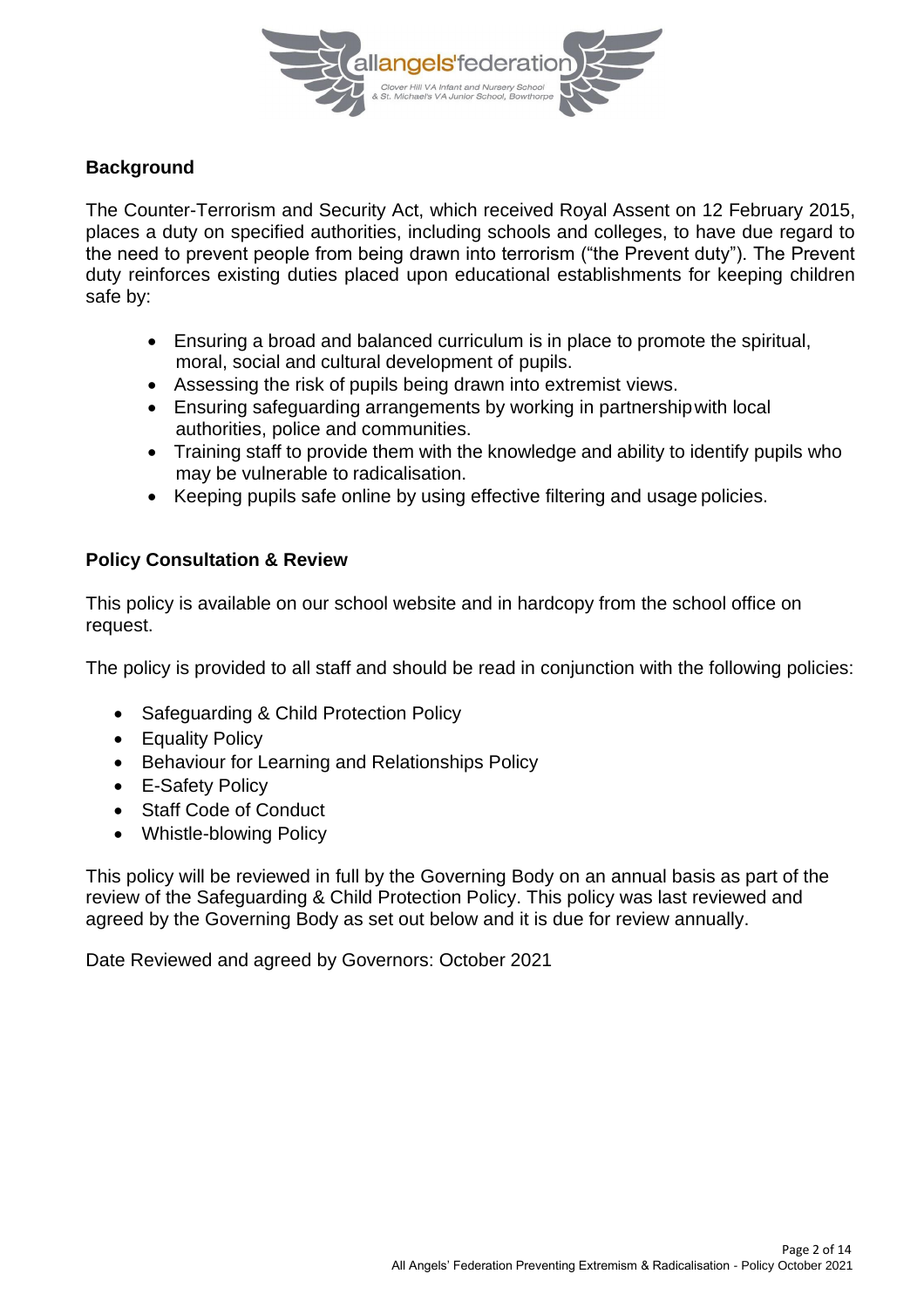## Background

The Counter-Terrorism and Security Act, which received Royal Assent on 12 February 2015, places a duty on specified authorities, including schools and colleges, to have due regard to the need to prevent people from being drawn into terrorism ("the Prevent duty"). The Prevent duty reinforces existing duties placed upon educational establishments for keeping children safe by:

- Ensuring a broad and balanced curriculum is in place to promote the spiritual, moral, social and cultural development of pupils.
- Assessing the risk of pupils being drawn into extremist views.
- Ensuring safeguarding arrangements by working in partnership with local authorities, police and communities.
- Training staff to provide them with the knowledge and ability to identify pupils who may be vulnerable to radicalisation.
- Keeping pupils safe online by using effective filtering and usage policies.

## Policy Consultation & Review

This policy is available on our school website and in hardcopy from the school office on request.

The policy is provided to all staff and should be read in conjunction with the following policies:

- Safeguarding & Child Protection Policy
- Equality Policy
- Behaviour for Learning and Relationships Policy
- E-Safety Policy
- Staff Code of Conduct
- Whistle-blowing Policy

This policy will be reviewed in full by the Governing Body on an annual basis as part of the review of the Safeguarding & Child Protection Policy. This policy was last reviewed and agreed by the Governing Body as set out below and it is due for review annually.

Date Reviewed and agreed by Governors: October 2021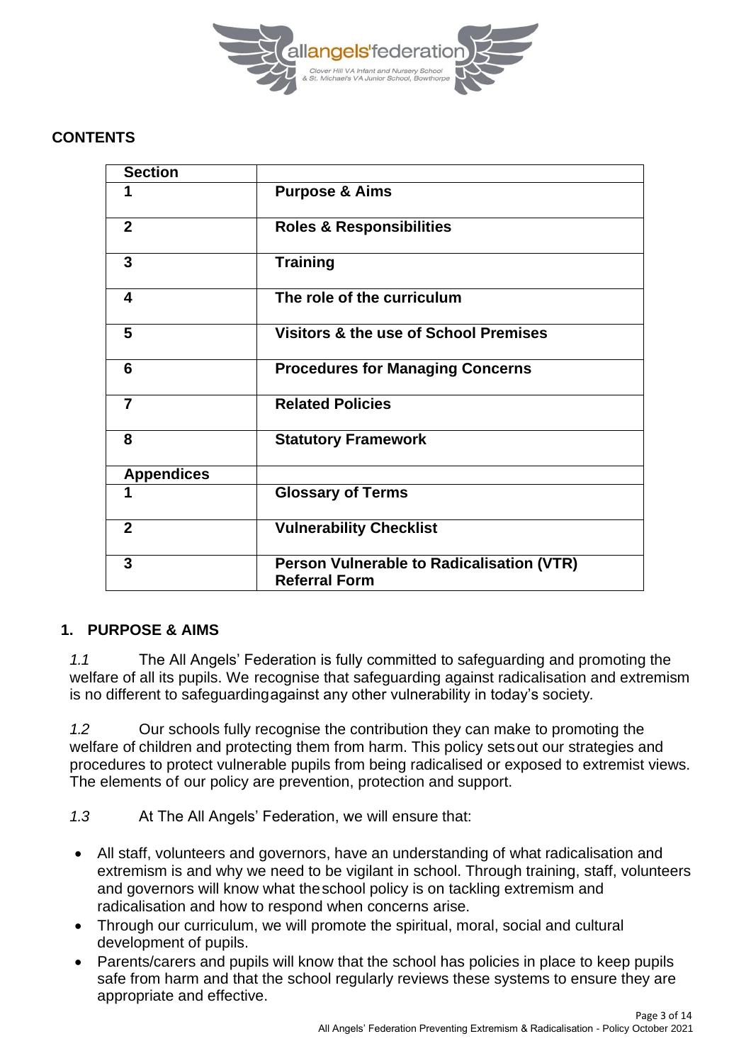## CONTENTS

| Section | |
|---|---|
| 1 | **Purpose & Aims** |
| 2 | **Roles & Responsibilities** |
| 3 | **Training** |
| 4 | **The role of the curriculum** |
| 5 | **Visitors & the use of School Premises** |
| 6 | **Procedures for Managing Concerns** |
| 7 | **Related Policies** |
| 8 | **Statutory Framework** |
| **Appendices** | |
| 1 | **Glossary of Terms** |
| 2 | **Vulnerability Checklist** |
| 3 | **Person Vulnerable to Radicalisation (VTR) Referral Form** |

## 1. PURPOSE & AIMS

*1.1* The All Angels' Federation is fully committed to safeguarding and promoting the welfare of all its pupils. We recognise that safeguarding against radicalisation and extremism is no different to safeguarding against any other vulnerability in today's society.

*1.2* Our schools fully recognise the contribution they can make to promoting the welfare of children and protecting them from harm. This policy sets out our strategies and procedures to protect vulnerable pupils from being radicalised or exposed to extremist views. The elements of our policy are prevention, protection and support.

*1.3* At The All Angels' Federation, we will ensure that:

- All staff, volunteers and governors, have an understanding of what radicalisation and extremism is and why we need to be vigilant in school. Through training, staff, volunteers and governors will know what the school policy is on tackling extremism and radicalisation and how to respond when concerns arise.
- Through our curriculum, we will promote the spiritual, moral, social and cultural development of pupils.
- Parents/carers and pupils will know that the school has policies in place to keep pupils safe from harm and that the school regularly reviews these systems to ensure they are appropriate and effective.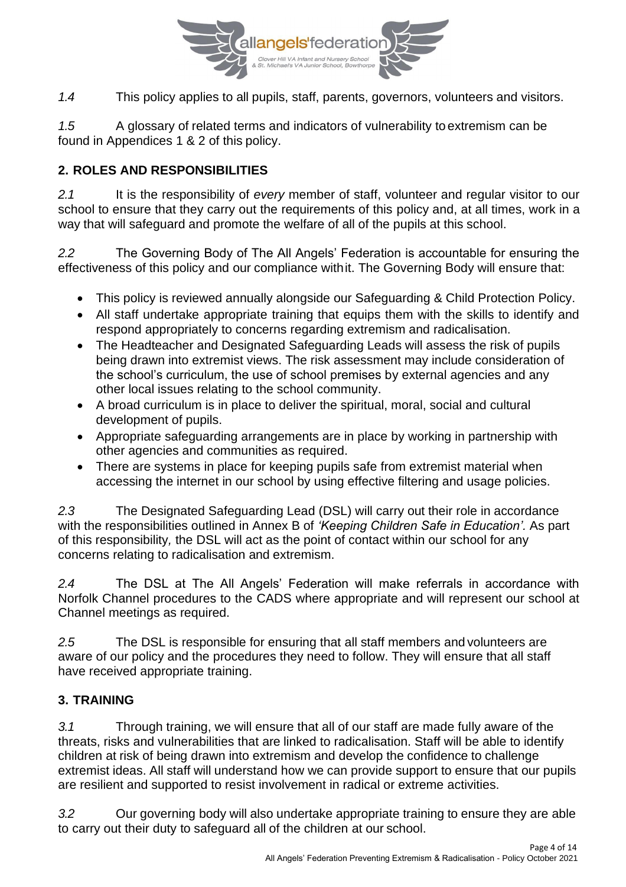*1.4* This policy applies to all pupils, staff, parents, governors, volunteers and visitors.

*1.5* A glossary of related terms and indicators of vulnerability to extremism can be found in Appendices 1 & 2 of this policy.

## 2. ROLES AND RESPONSIBILITIES

*2.1* It is the responsibility of *every* member of staff, volunteer and regular visitor to our school to ensure that they carry out the requirements of this policy and, at all times, work in a way that will safeguard and promote the welfare of all of the pupils at this school.

*2.2* The Governing Body of The All Angels' Federation is accountable for ensuring the effectiveness of this policy and our compliance with it. The Governing Body will ensure that:

- This policy is reviewed annually alongside our Safeguarding & Child Protection Policy.
- All staff undertake appropriate training that equips them with the skills to identify and respond appropriately to concerns regarding extremism and radicalisation.
- The Headteacher and Designated Safeguarding Leads will assess the risk of pupils being drawn into extremist views. The risk assessment may include consideration of the school's curriculum, the use of school premises by external agencies and any other local issues relating to the school community.
- A broad curriculum is in place to deliver the spiritual, moral, social and cultural development of pupils.
- Appropriate safeguarding arrangements are in place by working in partnership with other agencies and communities as required.
- There are systems in place for keeping pupils safe from extremist material when accessing the internet in our school by using effective filtering and usage policies.

*2.3* The Designated Safeguarding Lead (DSL) will carry out their role in accordance with the responsibilities outlined in Annex B of *'Keeping Children Safe in Education'.* As part of this responsibility*,* the DSL will act as the point of contact within our school for any concerns relating to radicalisation and extremism.

*2.4* The DSL at The All Angels' Federation will make referrals in accordance with Norfolk Channel procedures to the CADS where appropriate and will represent our school at Channel meetings as required.

*2.5* The DSL is responsible for ensuring that all staff members and volunteers are aware of our policy and the procedures they need to follow. They will ensure that all staff have received appropriate training.

## 3. TRAINING

*3.1* Through training, we will ensure that all of our staff are made fully aware of the threats, risks and vulnerabilities that are linked to radicalisation. Staff will be able to identify children at risk of being drawn into extremism and develop the confidence to challenge extremist ideas. All staff will understand how we can provide support to ensure that our pupils are resilient and supported to resist involvement in radical or extreme activities.

*3.2* Our governing body will also undertake appropriate training to ensure they are able to carry out their duty to safeguard all of the children at our school.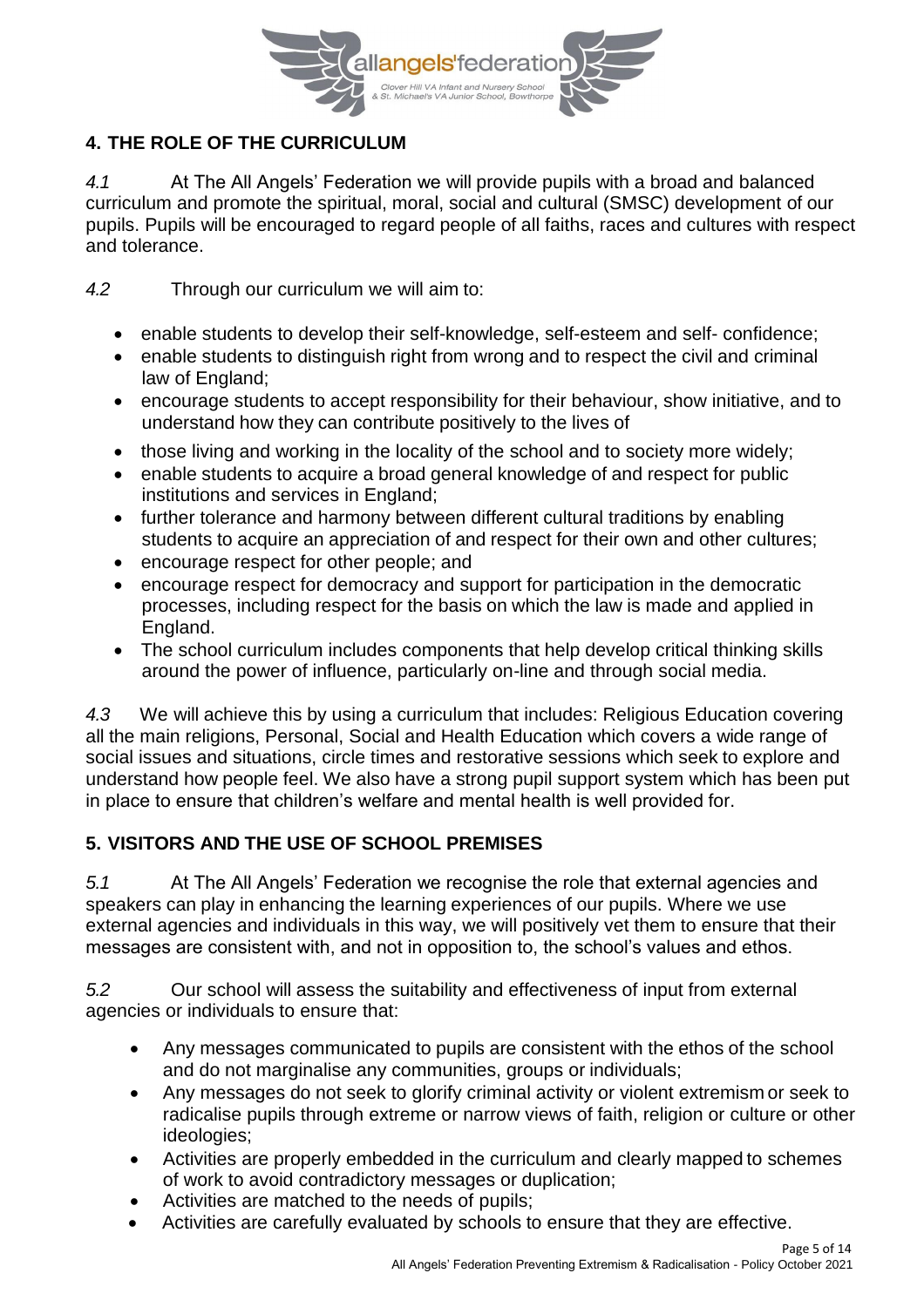## 4. THE ROLE OF THE CURRICULUM

*4.1* At The All Angels' Federation we will provide pupils with a broad and balanced curriculum and promote the spiritual, moral, social and cultural (SMSC) development of our pupils. Pupils will be encouraged to regard people of all faiths, races and cultures with respect and tolerance.

*4.2* Through our curriculum we will aim to:

- enable students to develop their self-knowledge, self-esteem and self- confidence;
- enable students to distinguish right from wrong and to respect the civil and criminal law of England;
- encourage students to accept responsibility for their behaviour, show initiative, and to understand how they can contribute positively to the lives of
- those living and working in the locality of the school and to society more widely;
- enable students to acquire a broad general knowledge of and respect for public institutions and services in England;
- further tolerance and harmony between different cultural traditions by enabling students to acquire an appreciation of and respect for their own and other cultures;
- encourage respect for other people; and
- encourage respect for democracy and support for participation in the democratic processes, including respect for the basis on which the law is made and applied in England.
- The school curriculum includes components that help develop critical thinking skills around the power of influence, particularly on-line and through social media.

*4.3* We will achieve this by using a curriculum that includes: Religious Education covering all the main religions, Personal, Social and Health Education which covers a wide range of social issues and situations, circle times and restorative sessions which seek to explore and understand how people feel. We also have a strong pupil support system which has been put in place to ensure that children's welfare and mental health is well provided for.

## 5. VISITORS AND THE USE OF SCHOOL PREMISES

*5.1* At The All Angels' Federation we recognise the role that external agencies and speakers can play in enhancing the learning experiences of our pupils. Where we use external agencies and individuals in this way, we will positively vet them to ensure that their messages are consistent with, and not in opposition to, the school's values and ethos.

*5.2* Our school will assess the suitability and effectiveness of input from external agencies or individuals to ensure that:

- Any messages communicated to pupils are consistent with the ethos of the school and do not marginalise any communities, groups or individuals;
- Any messages do not seek to glorify criminal activity or violent extremism or seek to radicalise pupils through extreme or narrow views of faith, religion or culture or other ideologies;
- Activities are properly embedded in the curriculum and clearly mapped to schemes of work to avoid contradictory messages or duplication;
- Activities are matched to the needs of pupils;
- Activities are carefully evaluated by schools to ensure that they are effective.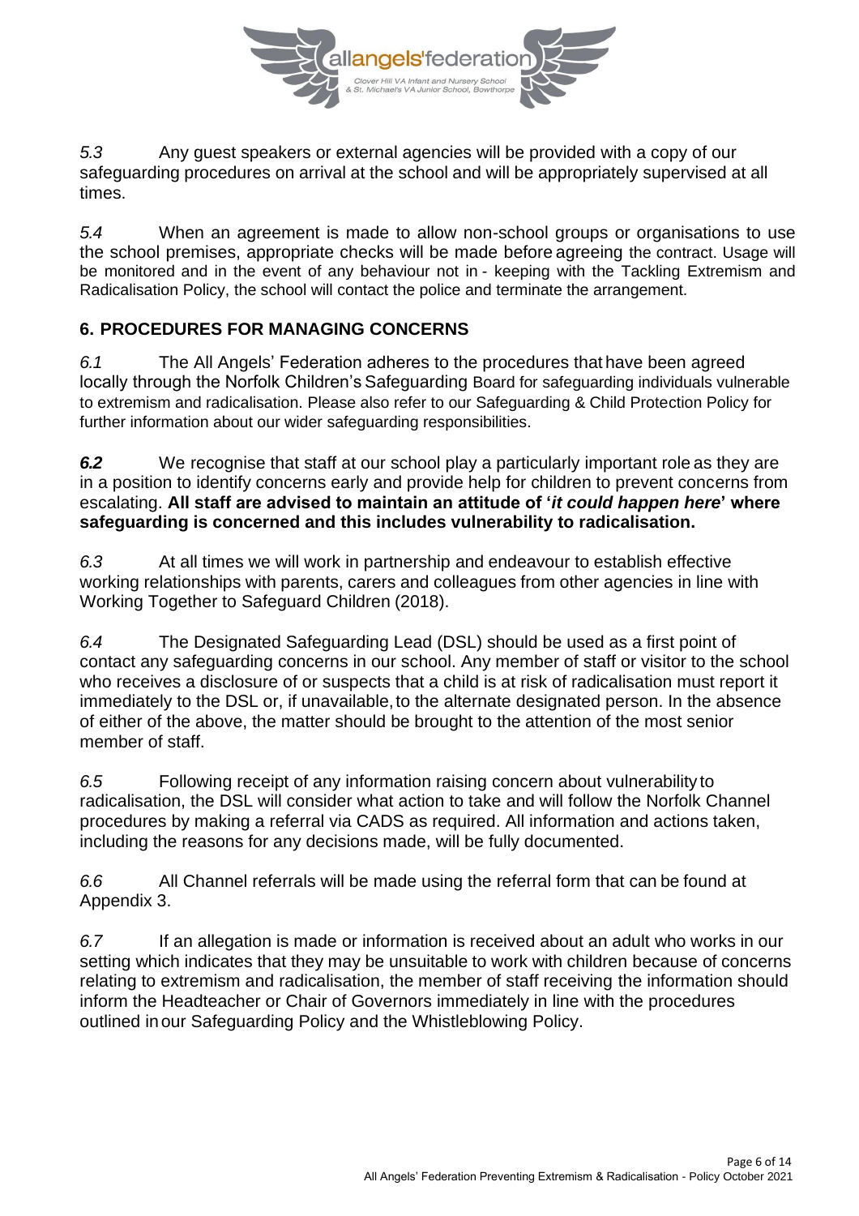*5.3* Any guest speakers or external agencies will be provided with a copy of our safeguarding procedures on arrival at the school and will be appropriately supervised at all times.

*5.4* When an agreement is made to allow non-school groups or organisations to use the school premises, appropriate checks will be made before agreeing the contract. Usage will be monitored and in the event of any behaviour not in - keeping with the Tackling Extremism and Radicalisation Policy, the school will contact the police and terminate the arrangement.

## 6. PROCEDURES FOR MANAGING CONCERNS

*6.1* The All Angels' Federation adheres to the procedures that have been agreed locally through the Norfolk Children's Safeguarding Board for safeguarding individuals vulnerable to extremism and radicalisation. Please also refer to our Safeguarding & Child Protection Policy for further information about our wider safeguarding responsibilities.

***6.2*** We recognise that staff at our school play a particularly important role as they are in a position to identify concerns early and provide help for children to prevent concerns from escalating. **All staff are advised to maintain an attitude of '*it could happen here*' where safeguarding is concerned and this includes vulnerability to radicalisation.**

*6.3* At all times we will work in partnership and endeavour to establish effective working relationships with parents, carers and colleagues from other agencies in line with Working Together to Safeguard Children (2018).

*6.4* The Designated Safeguarding Lead (DSL) should be used as a first point of contact any safeguarding concerns in our school. Any member of staff or visitor to the school who receives a disclosure of or suspects that a child is at risk of radicalisation must report it immediately to the DSL or, if unavailable, to the alternate designated person. In the absence of either of the above, the matter should be brought to the attention of the most senior member of staff.

*6.5* Following receipt of any information raising concern about vulnerability to radicalisation, the DSL will consider what action to take and will follow the Norfolk Channel procedures by making a referral via CADS as required. All information and actions taken, including the reasons for any decisions made, will be fully documented.

*6.6* All Channel referrals will be made using the referral form that can be found at Appendix 3.

*6.7* If an allegation is made or information is received about an adult who works in our setting which indicates that they may be unsuitable to work with children because of concerns relating to extremism and radicalisation, the member of staff receiving the information should inform the Headteacher or Chair of Governors immediately in line with the procedures outlined in our Safeguarding Policy and the Whistleblowing Policy.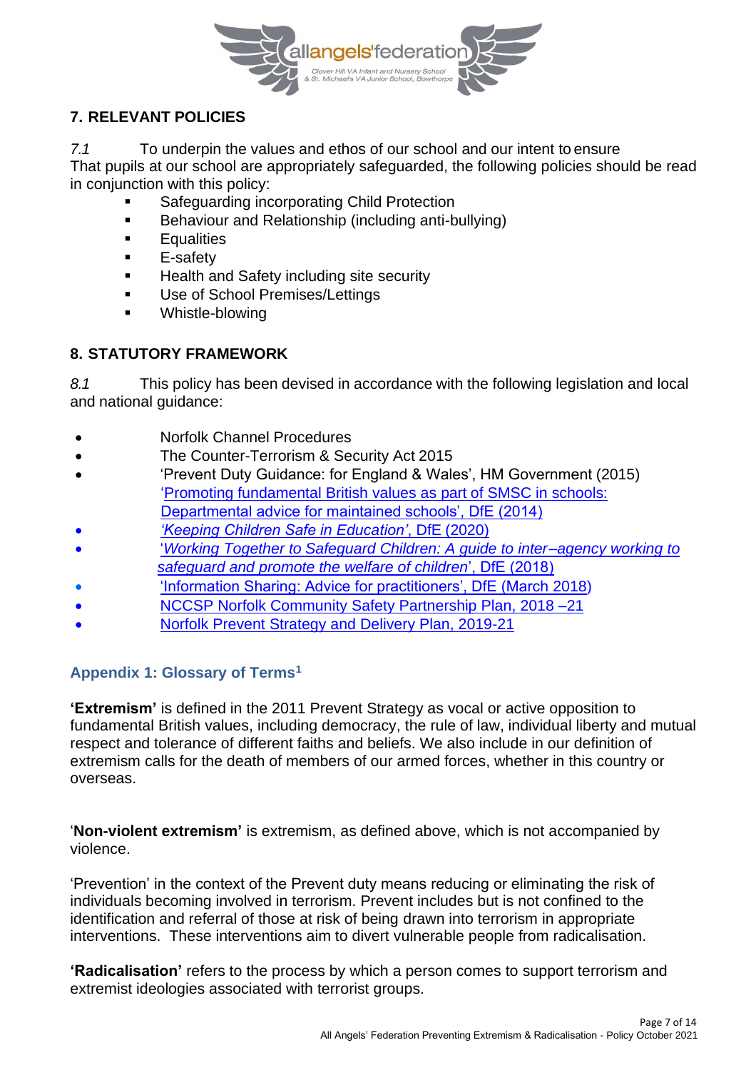## 7. RELEVANT POLICIES

*7.1* To underpin the values and ethos of our school and our intent to ensure That pupils at our school are appropriately safeguarded, the following policies should be read in conjunction with this policy:

- Safeguarding incorporating Child Protection
- Behaviour and Relationship (including anti-bullying)
- Equalities
- E-safety
- Health and Safety including site security
- Use of School Premises/Lettings
- Whistle-blowing

## 8. STATUTORY FRAMEWORK

*8.1* This policy has been devised in accordance with the following legislation and local and national guidance:

- Norfolk Channel Procedures
- The Counter-Terrorism & Security Act 2015
- 'Prevent Duty Guidance: for England & Wales', HM Government (2015) 'Promoting fundamental British values as part of SMSC in schools: Departmental advice for maintained schools', DfE (2014)
- *'Keeping Children Safe in Education'*, DfE (2020)
- '*Working Together to Safeguard Children: A guide to inter–agency working to safeguard and promote the welfare of children*', DfE (2018)
- 'Information Sharing: Advice for practitioners', DfE (March 2018)
- NCCSP Norfolk Community Safety Partnership Plan, 2018 –21
- Norfolk Prevent Strategy and Delivery Plan, 2019-21

### Appendix 1: Glossary of Terms[1]

**'Extremism'** is defined in the 2011 Prevent Strategy as vocal or active opposition to fundamental British values, including democracy, the rule of law, individual liberty and mutual respect and tolerance of different faiths and beliefs. We also include in our definition of extremism calls for the death of members of our armed forces, whether in this country or overseas.

'**Non-violent extremism'** is extremism, as defined above, which is not accompanied by violence.

'Prevention' in the context of the Prevent duty means reducing or eliminating the risk of individuals becoming involved in terrorism. Prevent includes but is not confined to the identification and referral of those at risk of being drawn into terrorism in appropriate interventions. These interventions aim to divert vulnerable people from radicalisation.

**'Radicalisation'** refers to the process by which a person comes to support terrorism and extremist ideologies associated with terrorist groups.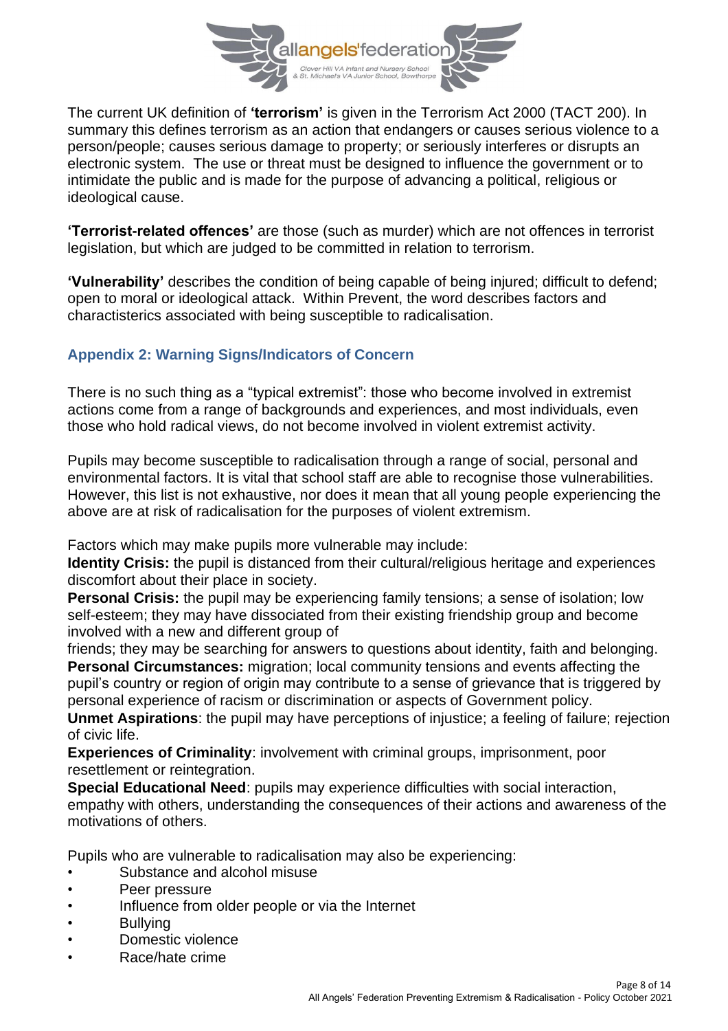The current UK definition of **'terrorism'** is given in the Terrorism Act 2000 (TACT 200). In summary this defines terrorism as an action that endangers or causes serious violence to a person/people; causes serious damage to property; or seriously interferes or disrupts an electronic system. The use or threat must be designed to influence the government or to intimidate the public and is made for the purpose of advancing a political, religious or ideological cause.

**'Terrorist-related offences'** are those (such as murder) which are not offences in terrorist legislation, but which are judged to be committed in relation to terrorism.

**'Vulnerability'** describes the condition of being capable of being injured; difficult to defend; open to moral or ideological attack. Within Prevent, the word describes factors and charactisterics associated with being susceptible to radicalisation.

## Appendix 2: Warning Signs/Indicators of Concern

There is no such thing as a "typical extremist": those who become involved in extremist actions come from a range of backgrounds and experiences, and most individuals, even those who hold radical views, do not become involved in violent extremist activity.

Pupils may become susceptible to radicalisation through a range of social, personal and environmental factors. It is vital that school staff are able to recognise those vulnerabilities. However, this list is not exhaustive, nor does it mean that all young people experiencing the above are at risk of radicalisation for the purposes of violent extremism.

Factors which may make pupils more vulnerable may include:

**Identity Crisis:** the pupil is distanced from their cultural/religious heritage and experiences discomfort about their place in society.

**Personal Crisis:** the pupil may be experiencing family tensions; a sense of isolation; low self-esteem; they may have dissociated from their existing friendship group and become involved with a new and different group of friends; they may be searching for answers to questions about identity, faith and belonging.

**Personal Circumstances:** migration; local community tensions and events affecting the pupil's country or region of origin may contribute to a sense of grievance that is triggered by personal experience of racism or discrimination or aspects of Government policy.

**Unmet Aspirations**: the pupil may have perceptions of injustice; a feeling of failure; rejection of civic life.

**Experiences of Criminality**: involvement with criminal groups, imprisonment, poor resettlement or reintegration.

**Special Educational Need**: pupils may experience difficulties with social interaction, empathy with others, understanding the consequences of their actions and awareness of the motivations of others.

Pupils who are vulnerable to radicalisation may also be experiencing:

- Substance and alcohol misuse
- Peer pressure
- Influence from older people or via the Internet
- Bullying
- Domestic violence
- Race/hate crime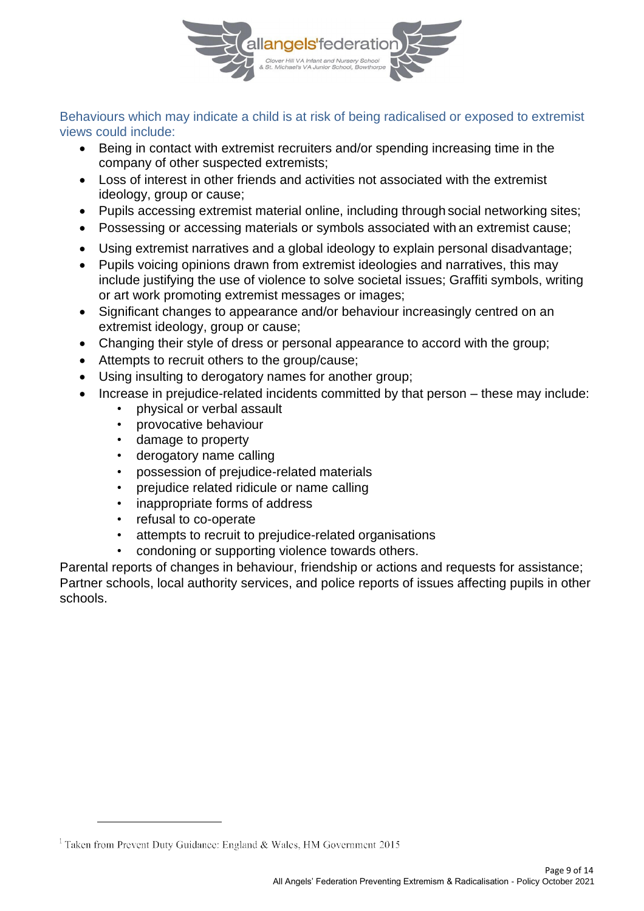### Behaviours which may indicate a child is at risk of being radicalised or exposed to extremist views could include:

- Being in contact with extremist recruiters and/or spending increasing time in the company of other suspected extremists;
- Loss of interest in other friends and activities not associated with the extremist ideology, group or cause;
- Pupils accessing extremist material online, including through social networking sites;
- Possessing or accessing materials or symbols associated with an extremist cause;
- Using extremist narratives and a global ideology to explain personal disadvantage;
- Pupils voicing opinions drawn from extremist ideologies and narratives, this may include justifying the use of violence to solve societal issues; Graffiti symbols, writing or art work promoting extremist messages or images;
- Significant changes to appearance and/or behaviour increasingly centred on an extremist ideology, group or cause;
- Changing their style of dress or personal appearance to accord with the group;
- Attempts to recruit others to the group/cause;
- Using insulting to derogatory names for another group;
- Increase in prejudice-related incidents committed by that person – these may include:
  - physical or verbal assault
  - provocative behaviour
  - damage to property
  - derogatory name calling
  - possession of prejudice-related materials
  - prejudice related ridicule or name calling
  - inappropriate forms of address
  - refusal to co-operate
  - attempts to recruit to prejudice-related organisations
  - condoning or supporting violence towards others.

Parental reports of changes in behaviour, friendship or actions and requests for assistance; Partner schools, local authority services, and police reports of issues affecting pupils in other schools.

[1] Taken from Prevent Duty Guidance: England & Wales, HM Government 2015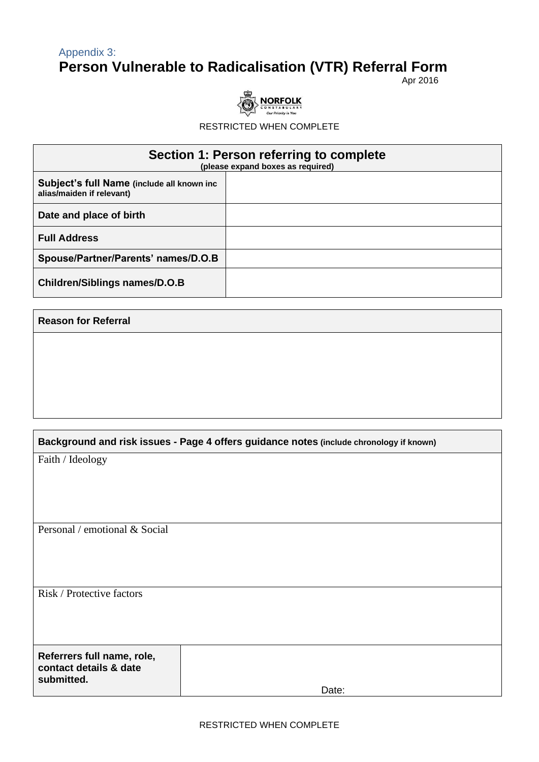Appendix 3:

# Person Vulnerable to Radicalisation (VTR) Referral Form

Apr 2016

NORFOLK CONSTABULARY
Our Priority is You

RESTRICTED WHEN COMPLETE

| **Section 1: Person referring to complete** (please expand boxes as required) | |
|---|---|
| **Subject's full Name** (include all known inc alias/maiden if relevant) | |
| **Date and place of birth** | |
| **Full Address** | |
| **Spouse/Partner/Parents' names/D.O.B** | |
| **Children/Siblings names/D.O.B** | |

| **Reason for Referral** |
|---|
| |

| **Background and risk issues - Page 4 offers guidance notes** (include chronology if known) | |
|---|---|
| Faith / Ideology | |
| Personal / emotional & Social | |
| Risk / Protective factors | |
| **Referrers full name, role, contact details & date submitted.** | Date: |

RESTRICTED WHEN COMPLETE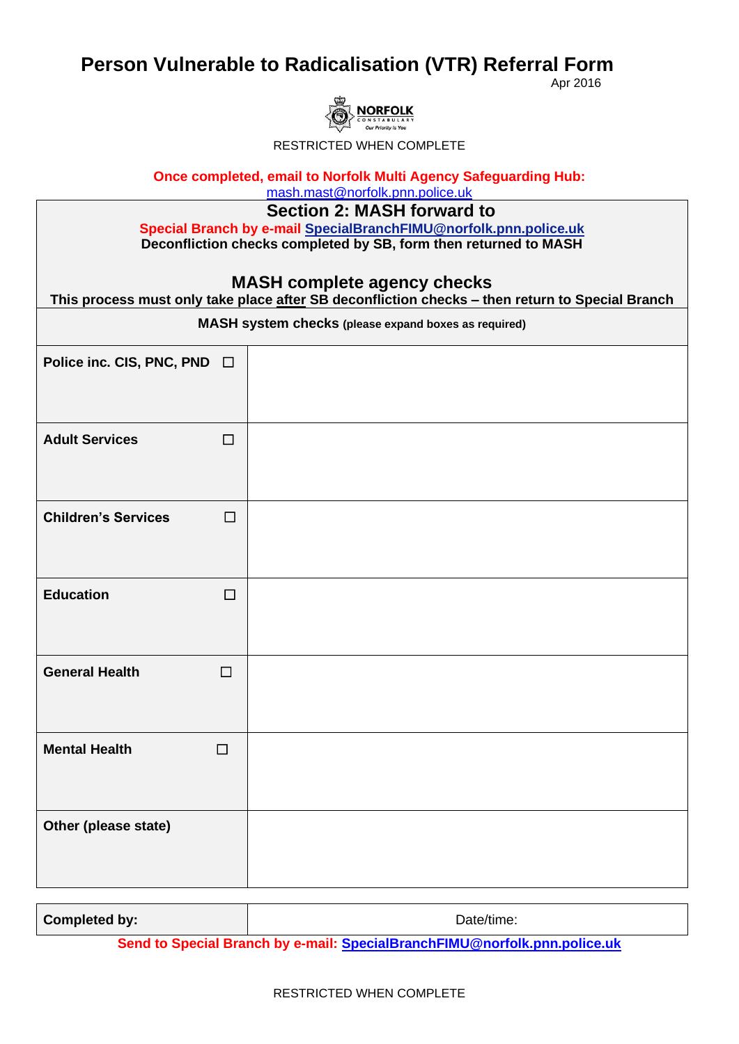# Person Vulnerable to Radicalisation (VTR) Referral Form

Apr 2016

NORFOLK CONSTABULARY *Our Priority is You*

RESTRICTED WHEN COMPLETE

**Once completed, email to Norfolk Multi Agency Safeguarding Hub:**
mash.mast@norfolk.pnn.police.uk

## Section 2: MASH forward to

**Special Branch by e-mail SpecialBranchFIMU@norfolk.pnn.police.uk**
**Deconfliction checks completed by SB, form then returned to MASH**

## MASH complete agency checks

**This process must only take place after SB deconfliction checks – then return to Special Branch**

| **MASH system checks** (please expand boxes as required) | |
|---|---|
| **Police inc. CIS, PNC, PND** ☐ | |
| **Adult Services** ☐ | |
| **Children's Services** ☐ | |
| **Education** ☐ | |
| **General Health** ☐ | |
| **Mental Health** ☐ | |
| **Other (please state)** | |

| **Completed by:** | Date/time: |
|---|---|

**Send to Special Branch by e-mail: SpecialBranchFIMU@norfolk.pnn.police.uk**

RESTRICTED WHEN COMPLETE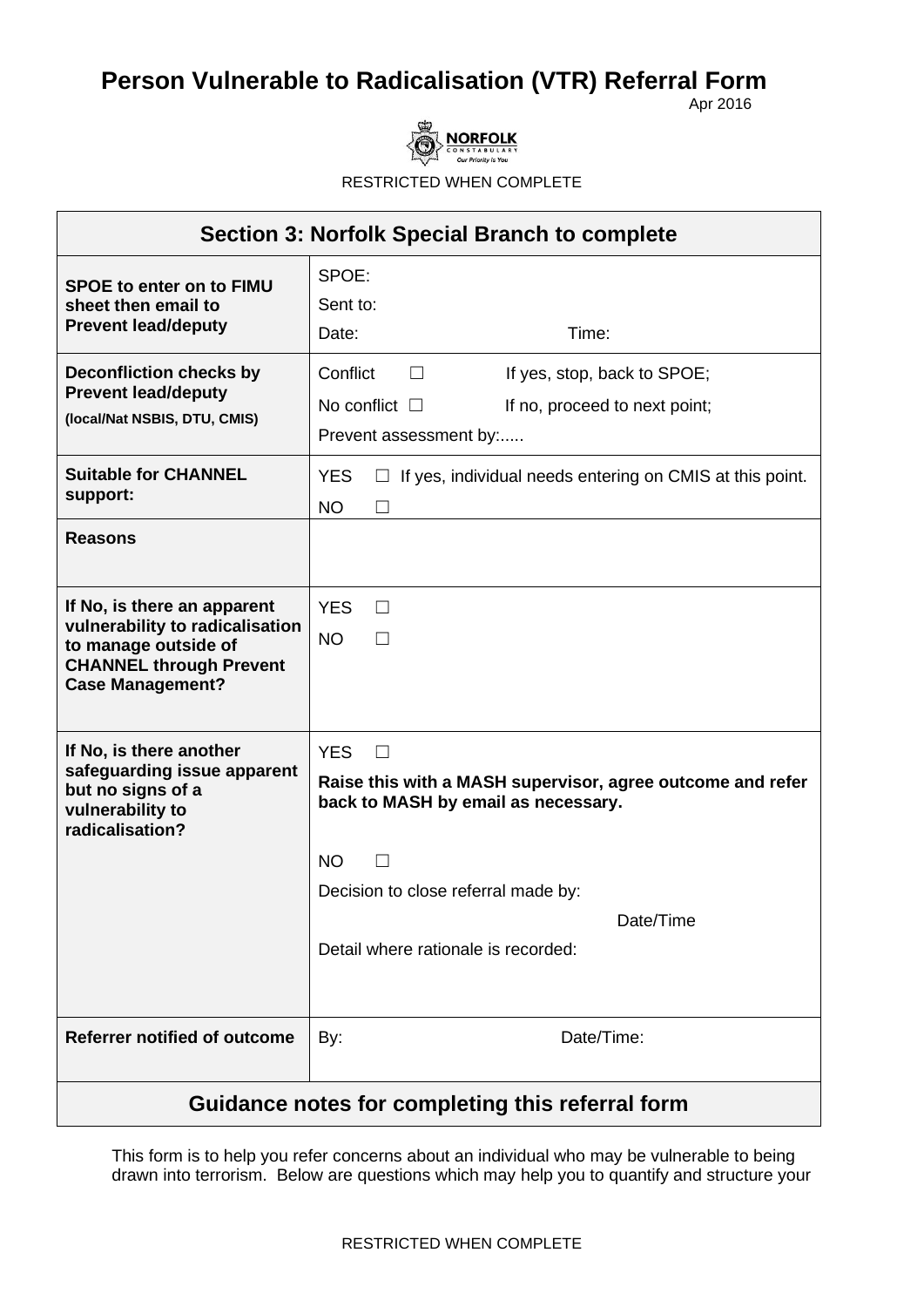# Person Vulnerable to Radicalisation (VTR) Referral Form

Apr 2016

NORFOLK CONSTABULARY
Our Priority is You

RESTRICTED WHEN COMPLETE

| Section 3: Norfolk Special Branch to complete | |
|---|---|
| **SPOE to enter on to FIMU sheet then email to Prevent lead/deputy** | SPOE:<br>Sent to:<br>Date: Time: |
| **Deconfliction checks by Prevent lead/deputy**<br>**(local/Nat NSBIS, DTU, CMIS)** | Conflict ☐ If yes, stop, back to SPOE;<br>No conflict ☐ If no, proceed to next point;<br>Prevent assessment by:..... |
| **Suitable for CHANNEL support:** | YES ☐ If yes, individual needs entering on CMIS at this point.<br>NO ☐ |
| **Reasons** | |
| **If No, is there an apparent vulnerability to radicalisation to manage outside of CHANNEL through Prevent Case Management?** | YES ☐<br>NO ☐ |
| **If No, is there another safeguarding issue apparent but no signs of a vulnerability to radicalisation?** | YES ☐<br>**Raise this with a MASH supervisor, agree outcome and refer back to MASH by email as necessary.**<br><br>NO ☐<br>Decision to close referral made by:<br>Date/Time<br>Detail where rationale is recorded: |
| **Referrer notified of outcome** | By: Date/Time: |

## Guidance notes for completing this referral form

This form is to help you refer concerns about an individual who may be vulnerable to being drawn into terrorism. Below are questions which may help you to quantify and structure your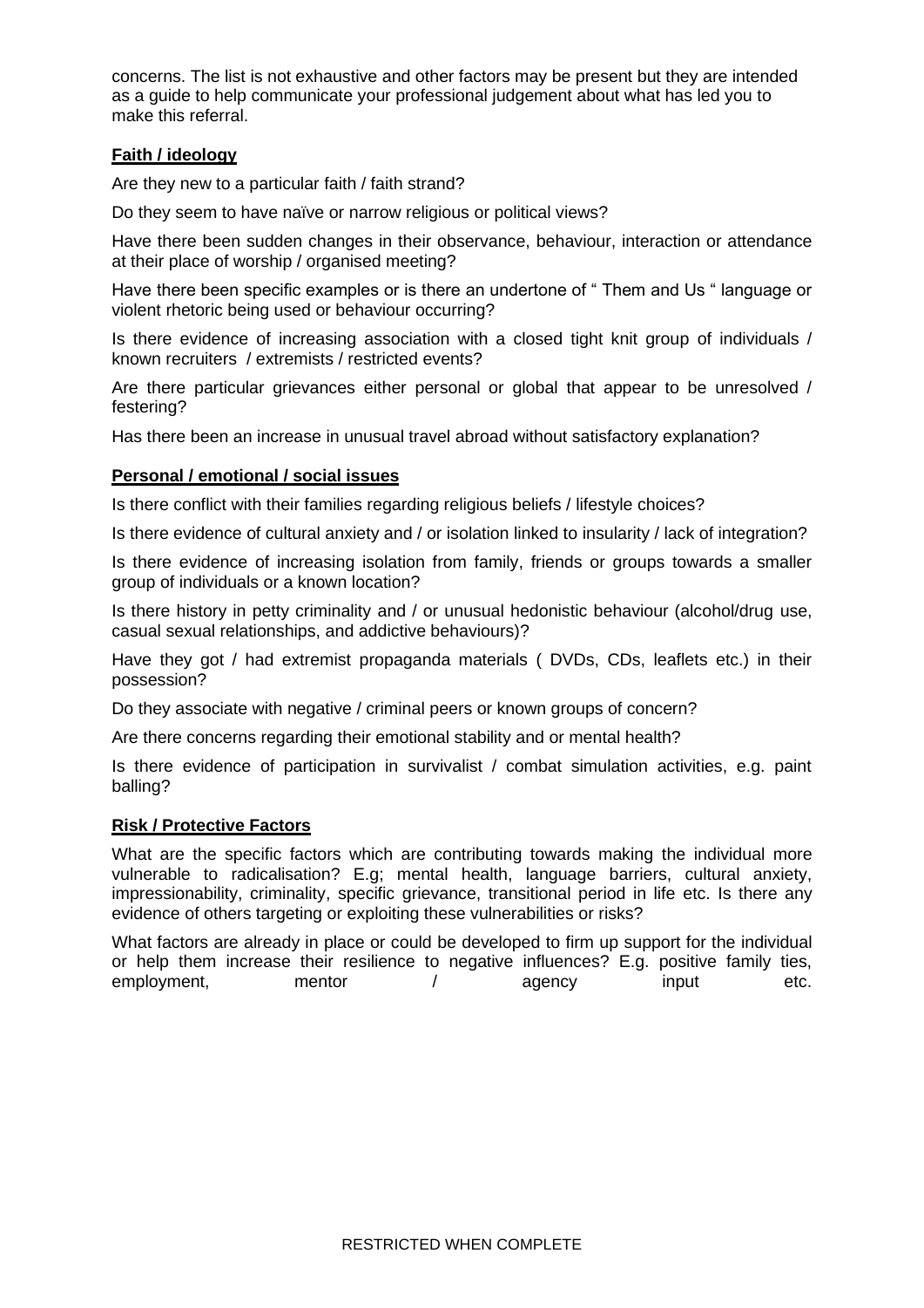concerns. The list is not exhaustive and other factors may be present but they are intended as a guide to help communicate your professional judgement about what has led you to make this referral.

**Faith / ideology**

Are they new to a particular faith / faith strand?

Do they seem to have naïve or narrow religious or political views?

Have there been sudden changes in their observance, behaviour, interaction or attendance at their place of worship / organised meeting?

Have there been specific examples or is there an undertone of " Them and Us " language or violent rhetoric being used or behaviour occurring?

Is there evidence of increasing association with a closed tight knit group of individuals / known recruiters / extremists / restricted events?

Are there particular grievances either personal or global that appear to be unresolved / festering?

Has there been an increase in unusual travel abroad without satisfactory explanation?

**Personal / emotional / social issues**

Is there conflict with their families regarding religious beliefs / lifestyle choices?

Is there evidence of cultural anxiety and / or isolation linked to insularity / lack of integration?

Is there evidence of increasing isolation from family, friends or groups towards a smaller group of individuals or a known location?

Is there history in petty criminality and / or unusual hedonistic behaviour (alcohol/drug use, casual sexual relationships, and addictive behaviours)?

Have they got / had extremist propaganda materials ( DVDs, CDs, leaflets etc.) in their possession?

Do they associate with negative / criminal peers or known groups of concern?

Are there concerns regarding their emotional stability and or mental health?

Is there evidence of participation in survivalist / combat simulation activities, e.g. paint balling?

**Risk / Protective Factors**

What are the specific factors which are contributing towards making the individual more vulnerable to radicalisation? E.g; mental health, language barriers, cultural anxiety, impressionability, criminality, specific grievance, transitional period in life etc. Is there any evidence of others targeting or exploiting these vulnerabilities or risks?

What factors are already in place or could be developed to firm up support for the individual or help them increase their resilience to negative influences? E.g. positive family ties, employment, mentor / agency input etc.

RESTRICTED WHEN COMPLETE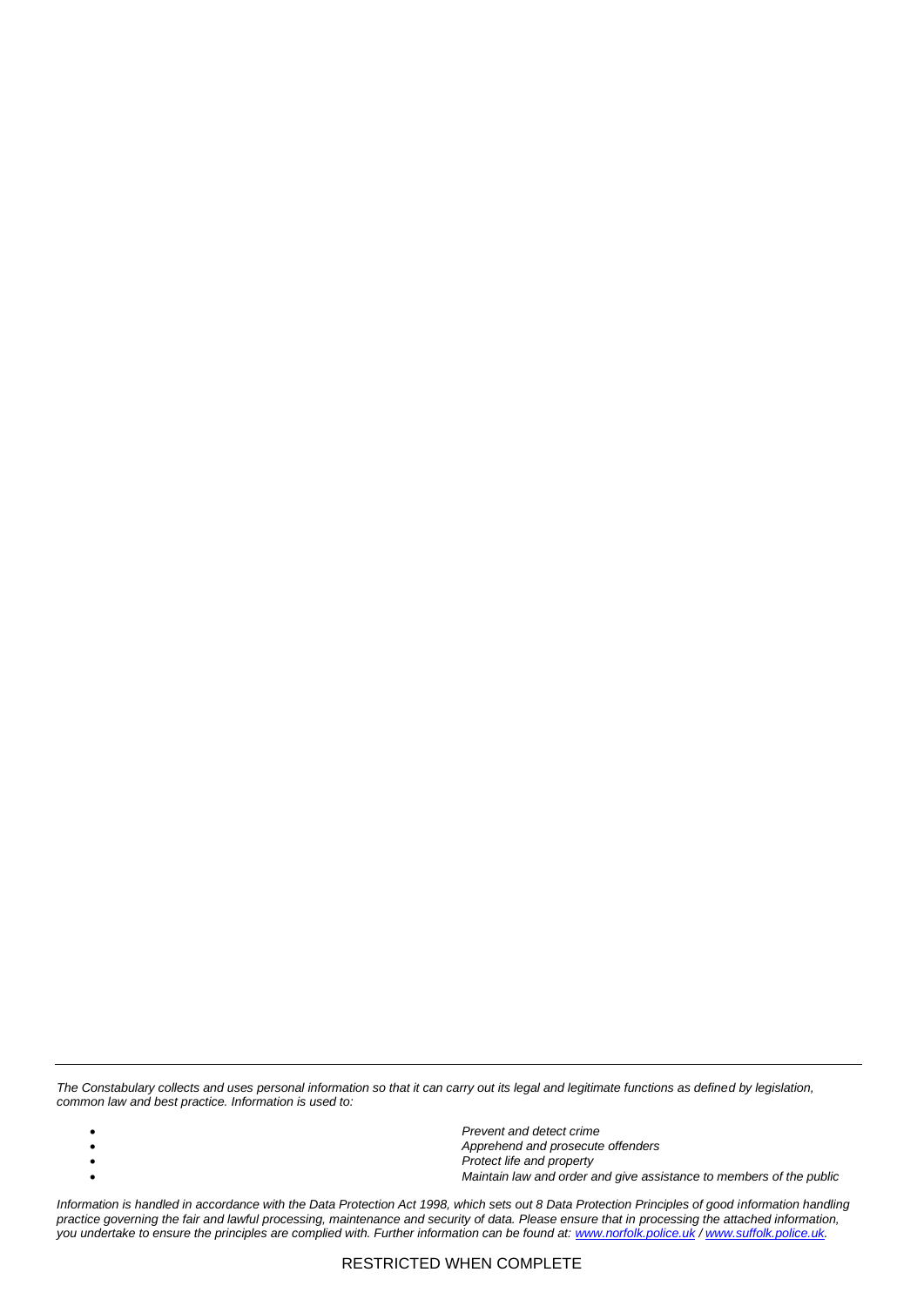---

*The Constabulary collects and uses personal information so that it can carry out its legal and legitimate functions as defined by legislation, common law and best practice. Information is used to:*

- *Prevent and detect crime*
- *Apprehend and prosecute offenders*
- *Protect life and property*
- *Maintain law and order and give assistance to members of the public*

*Information is handled in accordance with the Data Protection Act 1998, which sets out 8 Data Protection Principles of good information handling practice governing the fair and lawful processing, maintenance and security of data. Please ensure that in processing the attached information, you undertake to ensure the principles are complied with. Further information can be found at: www.norfolk.police.uk / www.suffolk.police.uk.*

RESTRICTED WHEN COMPLETE